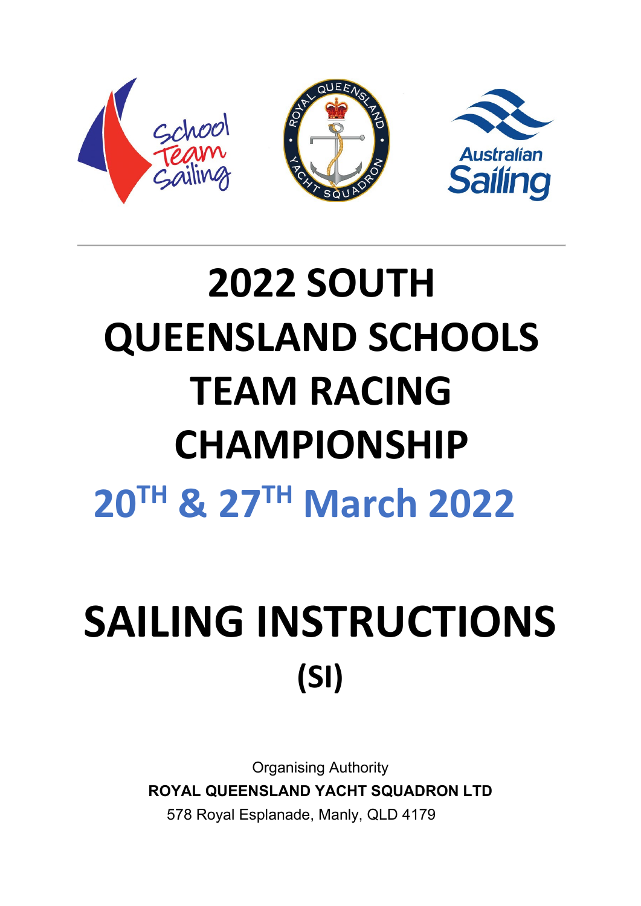# 2022 SOUTH QUEENSLAND SCHOOLS TEAM RACING CHAMPIONSHIP

## 20TH & 27TH March 2022

# SAILING INSTRUCTIONS (SI)

Organising Authority

**ROYAL QUEENSLAND YACHT SQUADRON LTD**

578 Royal Esplanade, Manly, QLD 4179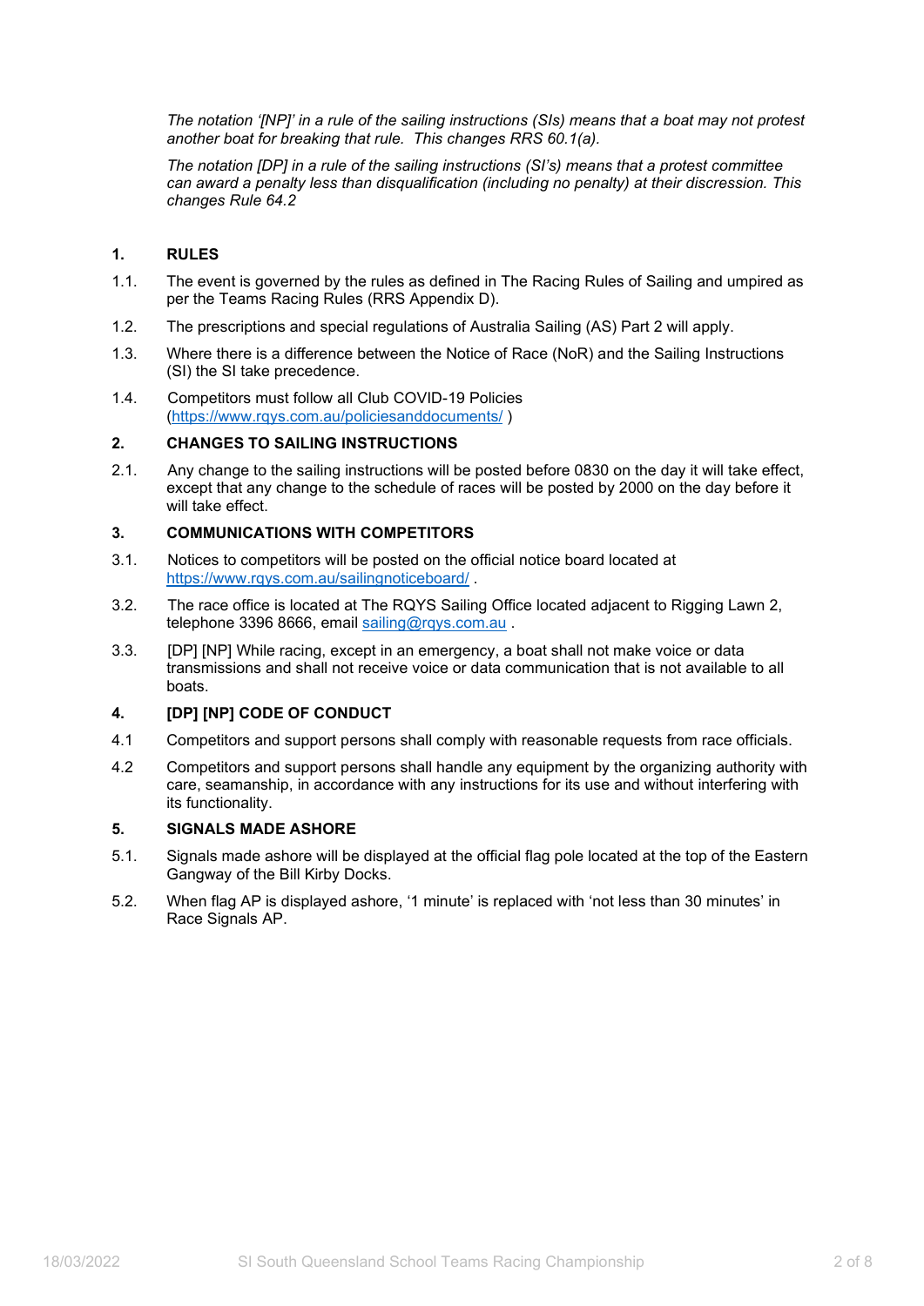*The notation '[NP]' in a rule of the sailing instructions (SIs) means that a boat may not protest another boat for breaking that rule. This changes RRS 60.1(a).*

*The notation [DP] in a rule of the sailing instructions (SI's) means that a protest committee can award a penalty less than disqualification (including no penalty) at their discression. This changes Rule 64.2*

## 1. RULES

1.1. The event is governed by the rules as defined in The Racing Rules of Sailing and umpired as per the Teams Racing Rules (RRS Appendix D).

1.2. The prescriptions and special regulations of Australia Sailing (AS) Part 2 will apply.

1.3. Where there is a difference between the Notice of Race (NoR) and the Sailing Instructions (SI) the SI take precedence.

1.4. Competitors must follow all Club COVID-19 Policies (https://www.rqys.com.au/policiesanddocuments/ )

## 2. CHANGES TO SAILING INSTRUCTIONS

2.1. Any change to the sailing instructions will be posted before 0830 on the day it will take effect, except that any change to the schedule of races will be posted by 2000 on the day before it will take effect.

## 3. COMMUNICATIONS WITH COMPETITORS

3.1. Notices to competitors will be posted on the official notice board located at https://www.rqys.com.au/sailingnoticeboard/ .

3.2. The race office is located at The RQYS Sailing Office located adjacent to Rigging Lawn 2, telephone 3396 8666, email sailing@rqys.com.au .

3.3. [DP] [NP] While racing, except in an emergency, a boat shall not make voice or data transmissions and shall not receive voice or data communication that is not available to all boats.

## 4. [DP] [NP] CODE OF CONDUCT

4.1 Competitors and support persons shall comply with reasonable requests from race officials.

4.2 Competitors and support persons shall handle any equipment by the organizing authority with care, seamanship, in accordance with any instructions for its use and without interfering with its functionality.

## 5. SIGNALS MADE ASHORE

5.1. Signals made ashore will be displayed at the official flag pole located at the top of the Eastern Gangway of the Bill Kirby Docks.

5.2. When flag AP is displayed ashore, '1 minute' is replaced with 'not less than 30 minutes' in Race Signals AP.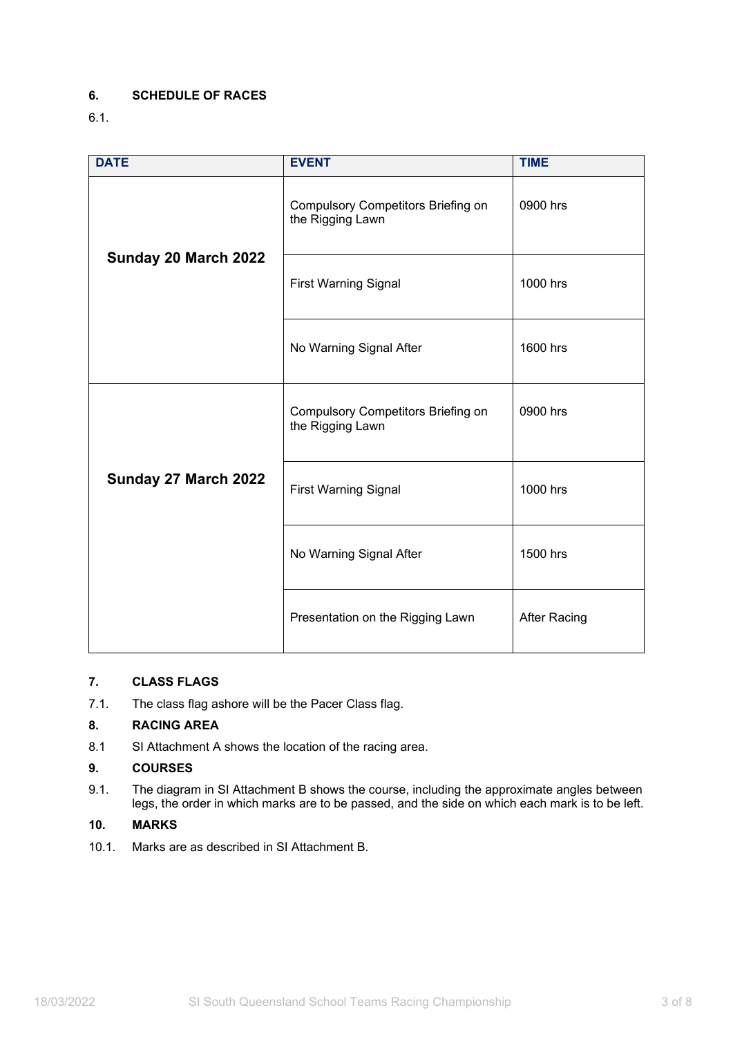## 6. SCHEDULE OF RACES

6.1.

| DATE | EVENT | TIME |
|---|---|---|
| **Sunday 20 March 2022** | Compulsory Competitors Briefing on the Rigging Lawn | 0900 hrs |
| | First Warning Signal | 1000 hrs |
| | No Warning Signal After | 1600 hrs |
| **Sunday 27 March 2022** | Compulsory Competitors Briefing on the Rigging Lawn | 0900 hrs |
| | First Warning Signal | 1000 hrs |
| | No Warning Signal After | 1500 hrs |
| | Presentation on the Rigging Lawn | After Racing |

## 7. CLASS FLAGS

7.1. The class flag ashore will be the Pacer Class flag.

## 8. RACING AREA

8.1 SI Attachment A shows the location of the racing area.

## 9. COURSES

9.1. The diagram in SI Attachment B shows the course, including the approximate angles between legs, the order in which marks are to be passed, and the side on which each mark is to be left.

## 10. MARKS

10.1. Marks are as described in SI Attachment B.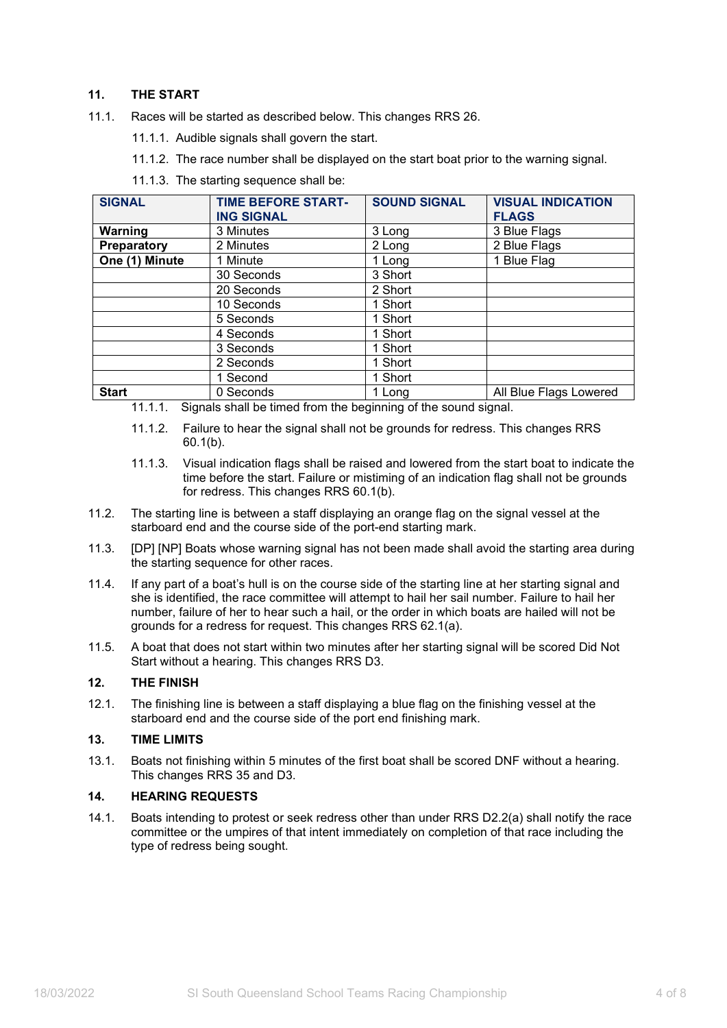## 11. THE START

11.1. Races will be started as described below. This changes RRS 26.

11.1.1. Audible signals shall govern the start.

11.1.2. The race number shall be displayed on the start boat prior to the warning signal.

11.1.3. The starting sequence shall be:

| SIGNAL | TIME BEFORE STARTING SIGNAL | SOUND SIGNAL | VISUAL INDICATION FLAGS |
|---|---|---|---|
| **Warning** | 3 Minutes | 3 Long | 3 Blue Flags |
| **Preparatory** | 2 Minutes | 2 Long | 2 Blue Flags |
| **One (1) Minute** | 1 Minute | 1 Long | 1 Blue Flag |
| | 30 Seconds | 3 Short | |
| | 20 Seconds | 2 Short | |
| | 10 Seconds | 1 Short | |
| | 5 Seconds | 1 Short | |
| | 4 Seconds | 1 Short | |
| | 3 Seconds | 1 Short | |
| | 2 Seconds | 1 Short | |
| | 1 Second | 1 Short | |
| **Start** | 0 Seconds | 1 Long | All Blue Flags Lowered |

11.1.1. Signals shall be timed from the beginning of the sound signal.

11.1.2. Failure to hear the signal shall not be grounds for redress. This changes RRS 60.1(b).

11.1.3. Visual indication flags shall be raised and lowered from the start boat to indicate the time before the start. Failure or mistiming of an indication flag shall not be grounds for redress. This changes RRS 60.1(b).

11.2. The starting line is between a staff displaying an orange flag on the signal vessel at the starboard end and the course side of the port-end starting mark.

11.3. [DP] [NP] Boats whose warning signal has not been made shall avoid the starting area during the starting sequence for other races.

11.4. If any part of a boat's hull is on the course side of the starting line at her starting signal and she is identified, the race committee will attempt to hail her sail number. Failure to hail her number, failure of her to hear such a hail, or the order in which boats are hailed will not be grounds for a redress for request. This changes RRS 62.1(a).

11.5. A boat that does not start within two minutes after her starting signal will be scored Did Not Start without a hearing. This changes RRS D3.

## 12. THE FINISH

12.1. The finishing line is between a staff displaying a blue flag on the finishing vessel at the starboard end and the course side of the port end finishing mark.

## 13. TIME LIMITS

13.1. Boats not finishing within 5 minutes of the first boat shall be scored DNF without a hearing. This changes RRS 35 and D3.

## 14. HEARING REQUESTS

14.1. Boats intending to protest or seek redress other than under RRS D2.2(a) shall notify the race committee or the umpires of that intent immediately on completion of that race including the type of redress being sought.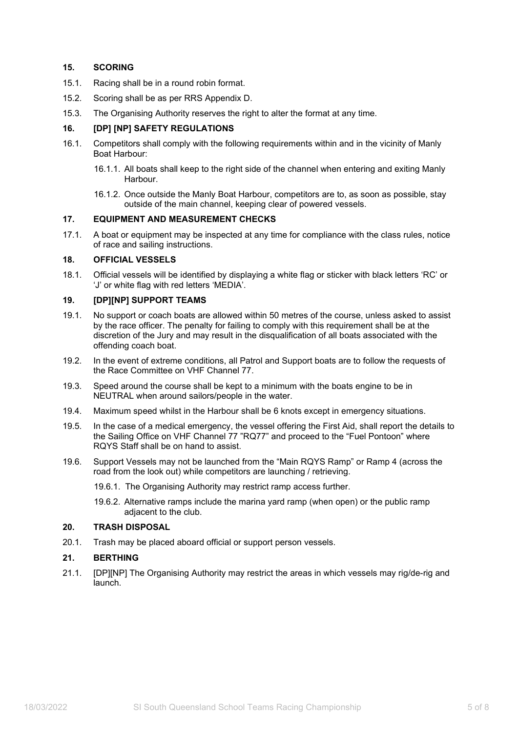## 15. SCORING

15.1. Racing shall be in a round robin format.

15.2. Scoring shall be as per RRS Appendix D.

15.3. The Organising Authority reserves the right to alter the format at any time.

## 16. [DP] [NP] SAFETY REGULATIONS

16.1. Competitors shall comply with the following requirements within and in the vicinity of Manly Boat Harbour:

- 16.1.1. All boats shall keep to the right side of the channel when entering and exiting Manly Harbour.
- 16.1.2. Once outside the Manly Boat Harbour, competitors are to, as soon as possible, stay outside of the main channel, keeping clear of powered vessels.

## 17. EQUIPMENT AND MEASUREMENT CHECKS

17.1. A boat or equipment may be inspected at any time for compliance with the class rules, notice of race and sailing instructions.

## 18. OFFICIAL VESSELS

18.1. Official vessels will be identified by displaying a white flag or sticker with black letters 'RC' or 'J' or white flag with red letters 'MEDIA'.

## 19. [DP][NP] SUPPORT TEAMS

19.1. No support or coach boats are allowed within 50 metres of the course, unless asked to assist by the race officer. The penalty for failing to comply with this requirement shall be at the discretion of the Jury and may result in the disqualification of all boats associated with the offending coach boat.

19.2. In the event of extreme conditions, all Patrol and Support boats are to follow the requests of the Race Committee on VHF Channel 77.

19.3. Speed around the course shall be kept to a minimum with the boats engine to be in NEUTRAL when around sailors/people in the water.

19.4. Maximum speed whilst in the Harbour shall be 6 knots except in emergency situations.

19.5. In the case of a medical emergency, the vessel offering the First Aid, shall report the details to the Sailing Office on VHF Channel 77 "RQ77" and proceed to the "Fuel Pontoon" where RQYS Staff shall be on hand to assist.

19.6. Support Vessels may not be launched from the "Main RQYS Ramp" or Ramp 4 (across the road from the look out) while competitors are launching / retrieving.

- 19.6.1. The Organising Authority may restrict ramp access further.
- 19.6.2. Alternative ramps include the marina yard ramp (when open) or the public ramp adjacent to the club.

## 20. TRASH DISPOSAL

20.1. Trash may be placed aboard official or support person vessels.

## 21. BERTHING

21.1. [DP][NP] The Organising Authority may restrict the areas in which vessels may rig/de-rig and launch.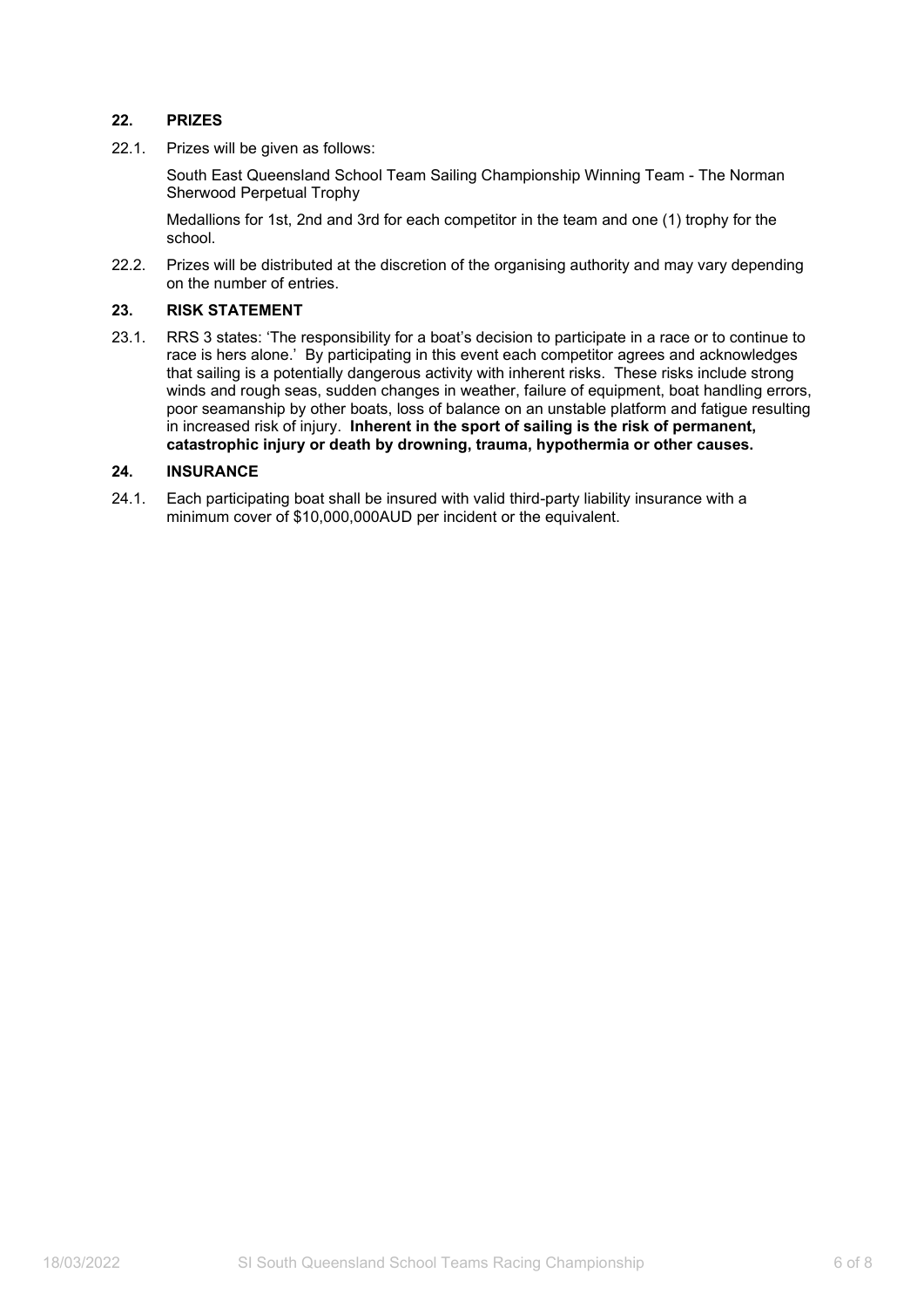## 22. PRIZES

22.1. Prizes will be given as follows:

South East Queensland School Team Sailing Championship Winning Team - The Norman Sherwood Perpetual Trophy

Medallions for 1st, 2nd and 3rd for each competitor in the team and one (1) trophy for the school.

22.2. Prizes will be distributed at the discretion of the organising authority and may vary depending on the number of entries.

## 23. RISK STATEMENT

23.1. RRS 3 states: 'The responsibility for a boat's decision to participate in a race or to continue to race is hers alone.' By participating in this event each competitor agrees and acknowledges that sailing is a potentially dangerous activity with inherent risks. These risks include strong winds and rough seas, sudden changes in weather, failure of equipment, boat handling errors, poor seamanship by other boats, loss of balance on an unstable platform and fatigue resulting in increased risk of injury. **Inherent in the sport of sailing is the risk of permanent, catastrophic injury or death by drowning, trauma, hypothermia or other causes.**

## 24. INSURANCE

24.1. Each participating boat shall be insured with valid third-party liability insurance with a minimum cover of $10,000,000AUD per incident or the equivalent.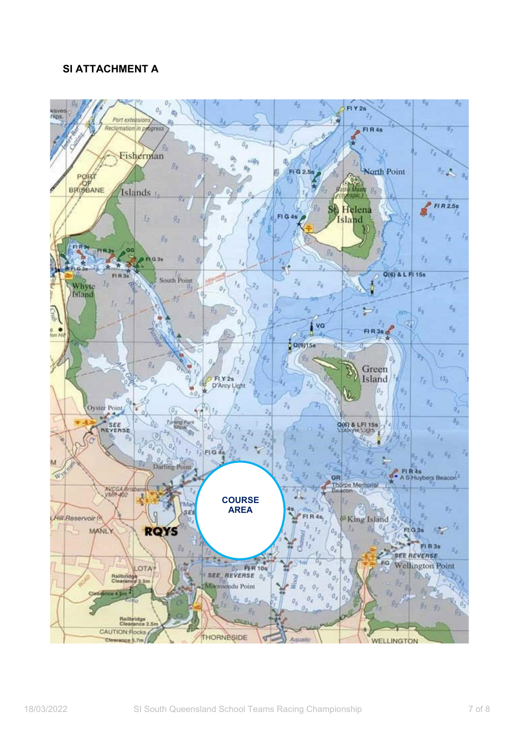## SI ATTACHMENT A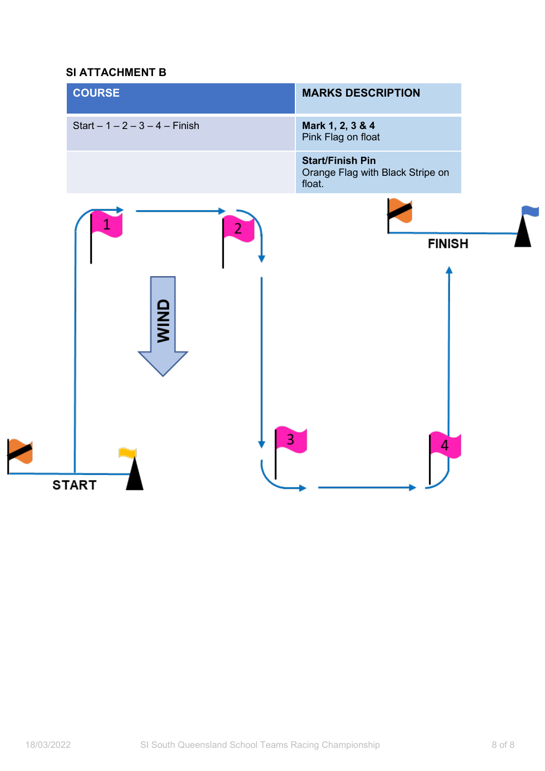**SI ATTACHMENT B**

| COURSE | MARKS DESCRIPTION |
|---|---|
| Start – 1 – 2 – 3 – 4 – Finish | **Mark 1, 2, 3 & 4**<br>Pink Flag on float |
| | **Start/Finish Pin**<br>Orange Flag with Black Stripe on float. |

1

2

WIND

FINISH

3

4

START